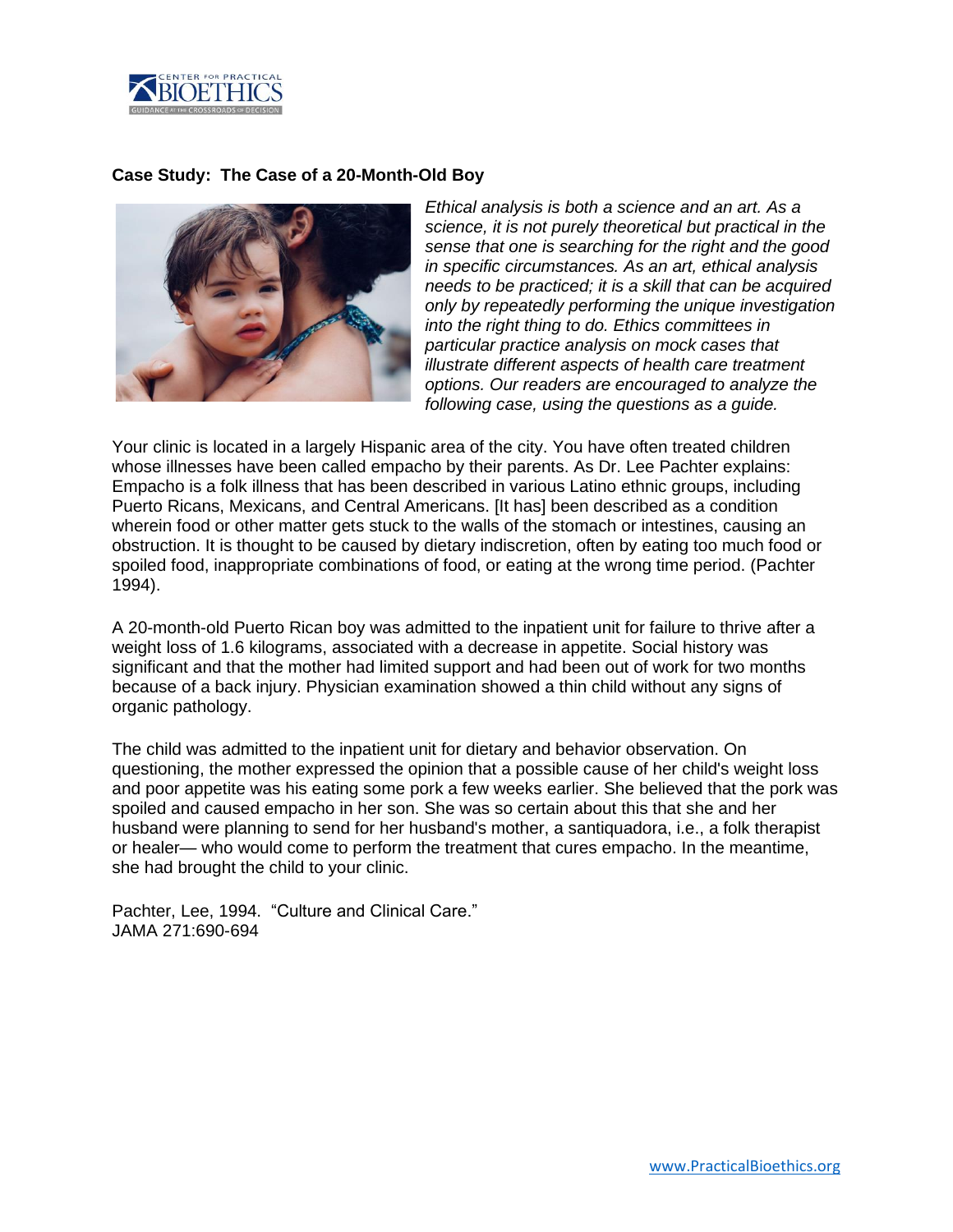**Case Study: The Case of a 20-Month-Old Boy**

*Ethical analysis is both a science and an art. As a science, it is not purely theoretical but practical in the sense that one is searching for the right and the good in specific circumstances. As an art, ethical analysis needs to be practiced; it is a skill that can be acquired only by repeatedly performing the unique investigation into the right thing to do. Ethics committees in particular practice analysis on mock cases that illustrate different aspects of health care treatment options. Our readers are encouraged to analyze the following case, using the questions as a guide.*

Your clinic is located in a largely Hispanic area of the city. You have often treated children whose illnesses have been called empacho by their parents. As Dr. Lee Pachter explains: Empacho is a folk illness that has been described in various Latino ethnic groups, including Puerto Ricans, Mexicans, and Central Americans. [It has] been described as a condition wherein food or other matter gets stuck to the walls of the stomach or intestines, causing an obstruction. It is thought to be caused by dietary indiscretion, often by eating too much food or spoiled food, inappropriate combinations of food, or eating at the wrong time period. (Pachter 1994).

A 20-month-old Puerto Rican boy was admitted to the inpatient unit for failure to thrive after a weight loss of 1.6 kilograms, associated with a decrease in appetite. Social history was significant and that the mother had limited support and had been out of work for two months because of a back injury. Physician examination showed a thin child without any signs of organic pathology.

The child was admitted to the inpatient unit for dietary and behavior observation. On questioning, the mother expressed the opinion that a possible cause of her child's weight loss and poor appetite was his eating some pork a few weeks earlier. She believed that the pork was spoiled and caused empacho in her son. She was so certain about this that she and her husband were planning to send for her husband's mother, a santiquadora, i.e., a folk therapist or healer— who would come to perform the treatment that cures empacho. In the meantime, she had brought the child to your clinic.

Pachter, Lee, 1994. "Culture and Clinical Care."
JAMA 271:690-694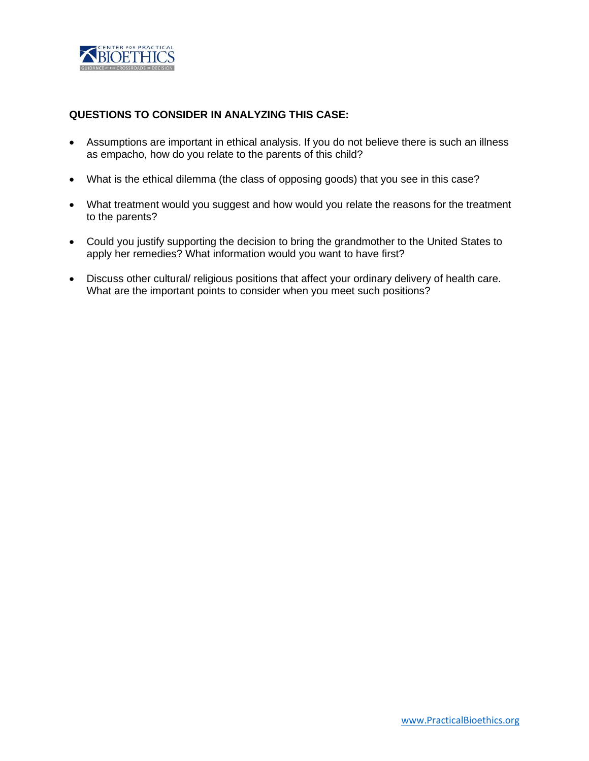**QUESTIONS TO CONSIDER IN ANALYZING THIS CASE:**

- Assumptions are important in ethical analysis. If you do not believe there is such an illness as empacho, how do you relate to the parents of this child?
- What is the ethical dilemma (the class of opposing goods) that you see in this case?
- What treatment would you suggest and how would you relate the reasons for the treatment to the parents?
- Could you justify supporting the decision to bring the grandmother to the United States to apply her remedies? What information would you want to have first?
- Discuss other cultural/ religious positions that affect your ordinary delivery of health care. What are the important points to consider when you meet such positions?